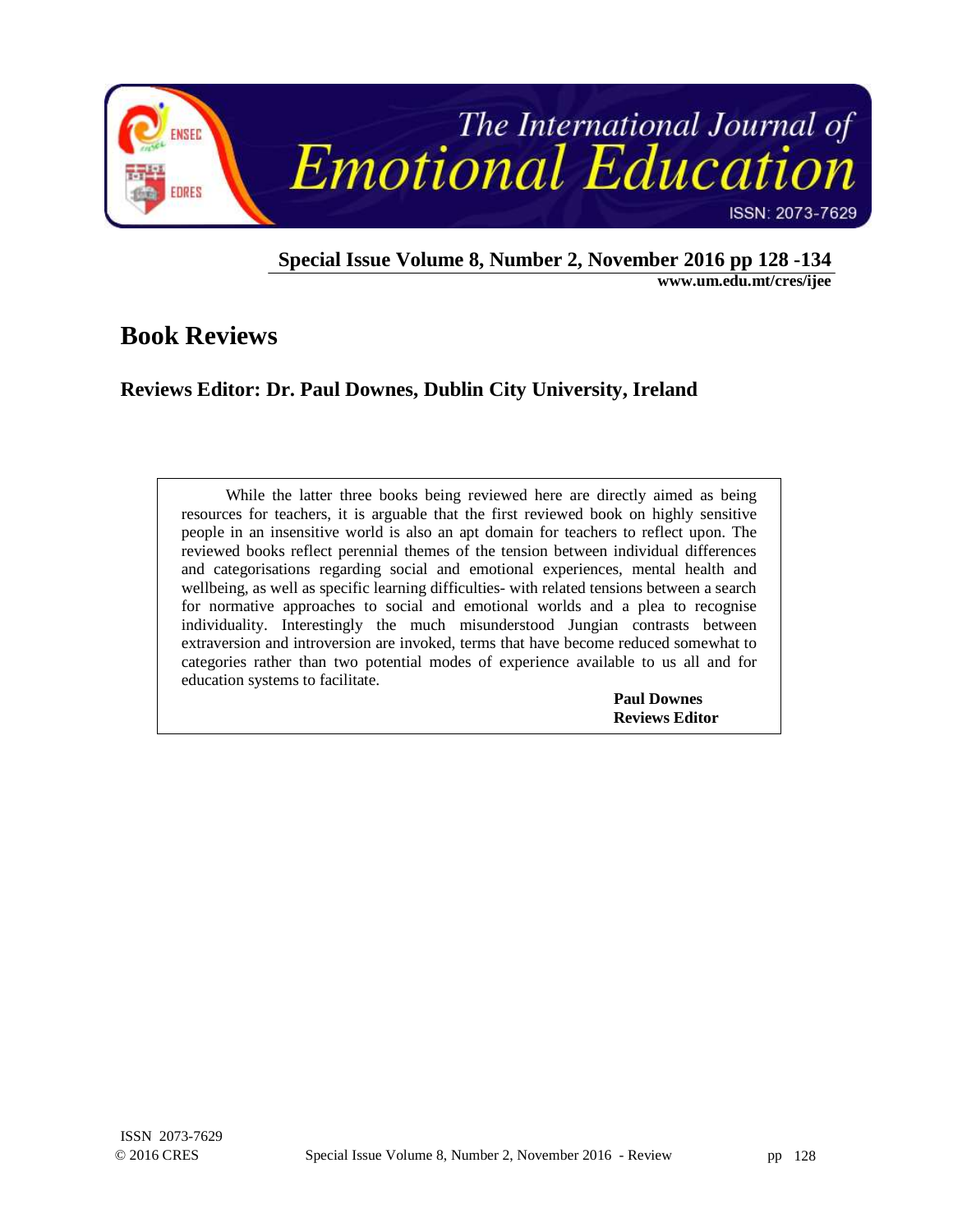# Book Reviews

## Reviews Editor: Dr. Paul Downes, Dublin City University, Ireland

While the latter three books being reviewed here are directly aimed as being resources for teachers, it is arguable that the first reviewed book on highly sensitive people in an insensitive world is also an apt domain for teachers to reflect upon. The reviewed books reflect perennial themes of the tension between individual differences and categorisations regarding social and emotional experiences, mental health and wellbeing, as well as specific learning difficulties- with related tensions between a search for normative approaches to social and emotional worlds and a plea to recognise individuality. Interestingly the much misunderstood Jungian contrasts between extraversion and introversion are invoked, terms that have become reduced somewhat to categories rather than two potential modes of experience available to us all and for education systems to facilitate.

**Paul Downes**
**Reviews Editor**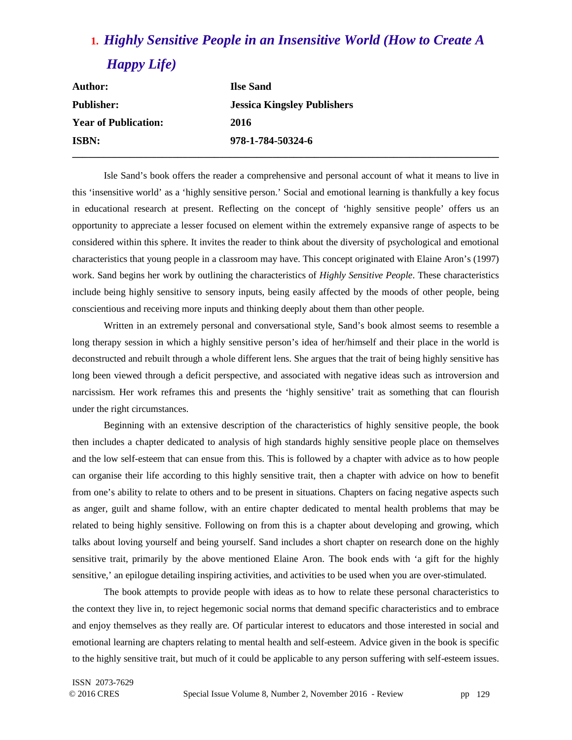## 1. *Highly Sensitive People in an Insensitive World (How to Create A Happy Life)*

| | |
|---|---|
| **Author:** | **Ilse Sand** |
| **Publisher:** | **Jessica Kingsley Publishers** |
| **Year of Publication:** | **2016** |
| **ISBN:** | **978-1-784-50324-6** |

---

Isle Sand's book offers the reader a comprehensive and personal account of what it means to live in this 'insensitive world' as a 'highly sensitive person.' Social and emotional learning is thankfully a key focus in educational research at present. Reflecting on the concept of 'highly sensitive people' offers us an opportunity to appreciate a lesser focused on element within the extremely expansive range of aspects to be considered within this sphere. It invites the reader to think about the diversity of psychological and emotional characteristics that young people in a classroom may have. This concept originated with Elaine Aron's (1997) work. Sand begins her work by outlining the characteristics of *Highly Sensitive People*. These characteristics include being highly sensitive to sensory inputs, being easily affected by the moods of other people, being conscientious and receiving more inputs and thinking deeply about them than other people.

Written in an extremely personal and conversational style, Sand's book almost seems to resemble a long therapy session in which a highly sensitive person's idea of her/himself and their place in the world is deconstructed and rebuilt through a whole different lens. She argues that the trait of being highly sensitive has long been viewed through a deficit perspective, and associated with negative ideas such as introversion and narcissism. Her work reframes this and presents the 'highly sensitive' trait as something that can flourish under the right circumstances.

Beginning with an extensive description of the characteristics of highly sensitive people, the book then includes a chapter dedicated to analysis of high standards highly sensitive people place on themselves and the low self-esteem that can ensue from this. This is followed by a chapter with advice as to how people can organise their life according to this highly sensitive trait, then a chapter with advice on how to benefit from one's ability to relate to others and to be present in situations. Chapters on facing negative aspects such as anger, guilt and shame follow, with an entire chapter dedicated to mental health problems that may be related to being highly sensitive. Following on from this is a chapter about developing and growing, which talks about loving yourself and being yourself. Sand includes a short chapter on research done on the highly sensitive trait, primarily by the above mentioned Elaine Aron. The book ends with 'a gift for the highly sensitive,' an epilogue detailing inspiring activities, and activities to be used when you are over-stimulated.

The book attempts to provide people with ideas as to how to relate these personal characteristics to the context they live in, to reject hegemonic social norms that demand specific characteristics and to embrace and enjoy themselves as they really are. Of particular interest to educators and those interested in social and emotional learning are chapters relating to mental health and self-esteem. Advice given in the book is specific to the highly sensitive trait, but much of it could be applicable to any person suffering with self-esteem issues.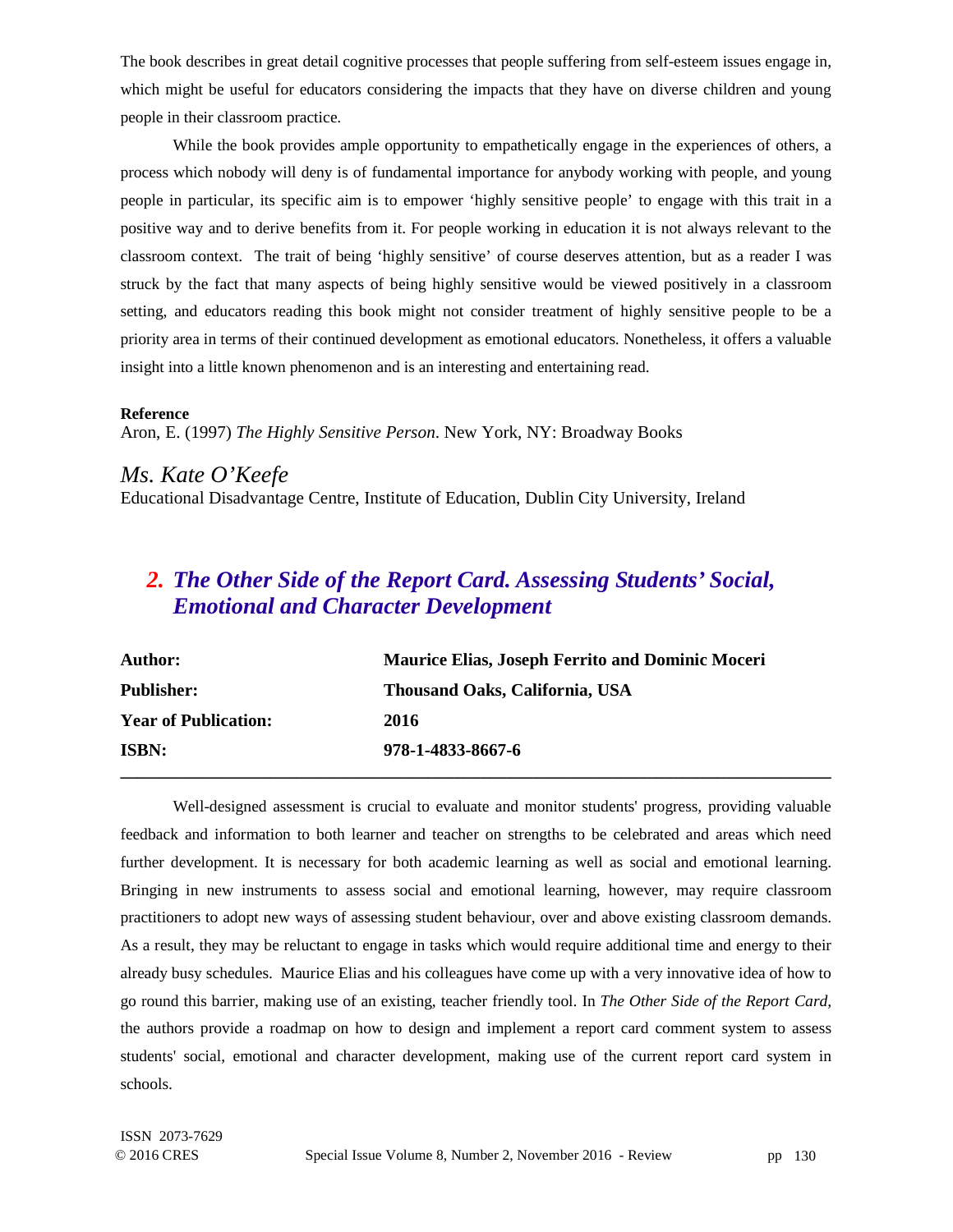The book describes in great detail cognitive processes that people suffering from self-esteem issues engage in, which might be useful for educators considering the impacts that they have on diverse children and young people in their classroom practice.

While the book provides ample opportunity to empathetically engage in the experiences of others, a process which nobody will deny is of fundamental importance for anybody working with people, and young people in particular, its specific aim is to empower 'highly sensitive people' to engage with this trait in a positive way and to derive benefits from it. For people working in education it is not always relevant to the classroom context. The trait of being 'highly sensitive' of course deserves attention, but as a reader I was struck by the fact that many aspects of being highly sensitive would be viewed positively in a classroom setting, and educators reading this book might not consider treatment of highly sensitive people to be a priority area in terms of their continued development as emotional educators. Nonetheless, it offers a valuable insight into a little known phenomenon and is an interesting and entertaining read.

**Reference**

Aron, E. (1997) *The Highly Sensitive Person.* New York, NY: Broadway Books

*Ms. Kate O'Keefe*

Educational Disadvantage Centre, Institute of Education, Dublin City University, Ireland

## 2. *The Other Side of the Report Card. Assessing Students' Social, Emotional and Character Development*

| | |
|---|---|
| **Author:** | **Maurice Elias, Joseph Ferrito and Dominic Moceri** |
| **Publisher:** | **Thousand Oaks, California, USA** |
| **Year of Publication:** | **2016** |
| **ISBN:** | **978-1-4833-8667-6** |

---

Well-designed assessment is crucial to evaluate and monitor students' progress, providing valuable feedback and information to both learner and teacher on strengths to be celebrated and areas which need further development. It is necessary for both academic learning as well as social and emotional learning. Bringing in new instruments to assess social and emotional learning, however, may require classroom practitioners to adopt new ways of assessing student behaviour, over and above existing classroom demands. As a result, they may be reluctant to engage in tasks which would require additional time and energy to their already busy schedules. Maurice Elias and his colleagues have come up with a very innovative idea of how to go round this barrier, making use of an existing, teacher friendly tool. In *The Other Side of the Report Card,* the authors provide a roadmap on how to design and implement a report card comment system to assess students' social, emotional and character development, making use of the current report card system in schools.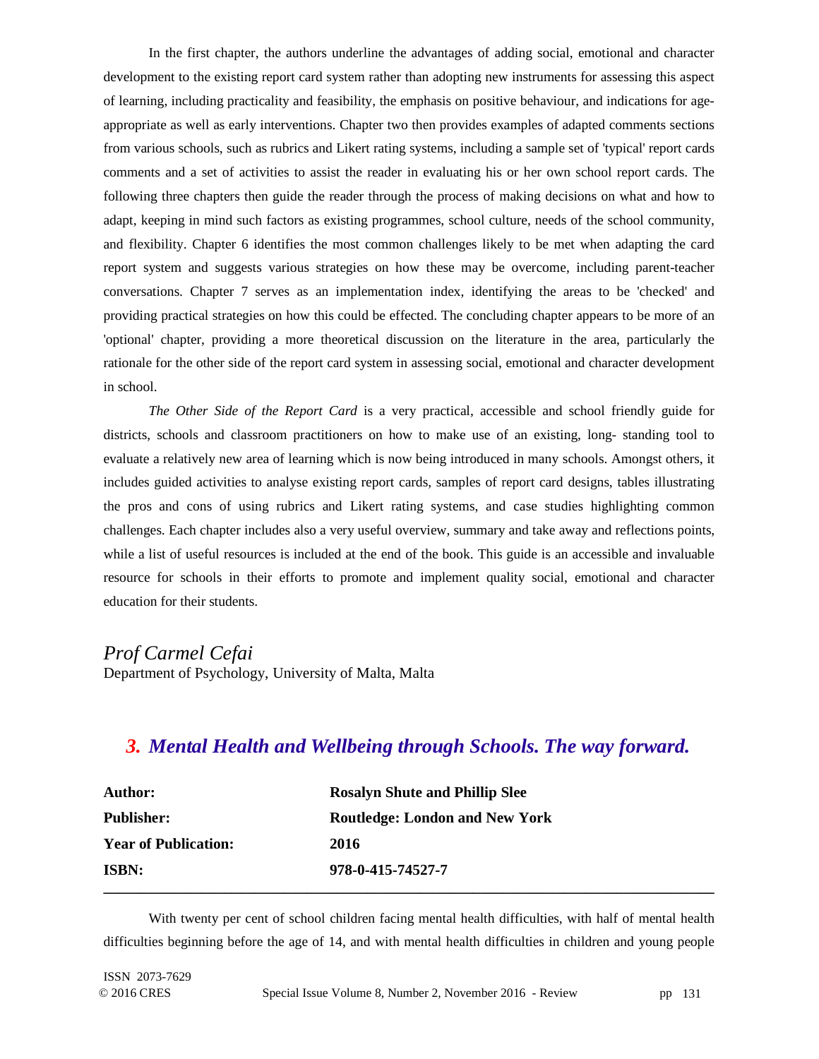In the first chapter, the authors underline the advantages of adding social, emotional and character development to the existing report card system rather than adopting new instruments for assessing this aspect of learning, including practicality and feasibility, the emphasis on positive behaviour, and indications for age-appropriate as well as early interventions. Chapter two then provides examples of adapted comments sections from various schools, such as rubrics and Likert rating systems, including a sample set of 'typical' report cards comments and a set of activities to assist the reader in evaluating his or her own school report cards. The following three chapters then guide the reader through the process of making decisions on what and how to adapt, keeping in mind such factors as existing programmes, school culture, needs of the school community, and flexibility. Chapter 6 identifies the most common challenges likely to be met when adapting the card report system and suggests various strategies on how these may be overcome, including parent-teacher conversations. Chapter 7 serves as an implementation index, identifying the areas to be 'checked' and providing practical strategies on how this could be effected. The concluding chapter appears to be more of an 'optional' chapter, providing a more theoretical discussion on the literature in the area, particularly the rationale for the other side of the report card system in assessing social, emotional and character development in school.

*The Other Side of the Report Card* is a very practical, accessible and school friendly guide for districts, schools and classroom practitioners on how to make use of an existing, long- standing tool to evaluate a relatively new area of learning which is now being introduced in many schools. Amongst others, it includes guided activities to analyse existing report cards, samples of report card designs, tables illustrating the pros and cons of using rubrics and Likert rating systems, and case studies highlighting common challenges. Each chapter includes also a very useful overview, summary and take away and reflections points, while a list of useful resources is included at the end of the book. This guide is an accessible and invaluable resource for schools in their efforts to promote and implement quality social, emotional and character education for their students.

*Prof Carmel Cefai*
Department of Psychology, University of Malta, Malta

## *3. Mental Health and Wellbeing through Schools. The way forward.*

| | |
|---|---|
| **Author:** | **Rosalyn Shute and Phillip Slee** |
| **Publisher:** | **Routledge: London and New York** |
| **Year of Publication:** | **2016** |
| **ISBN:** | **978-0-415-74527-7** |

With twenty per cent of school children facing mental health difficulties, with half of mental health difficulties beginning before the age of 14, and with mental health difficulties in children and young people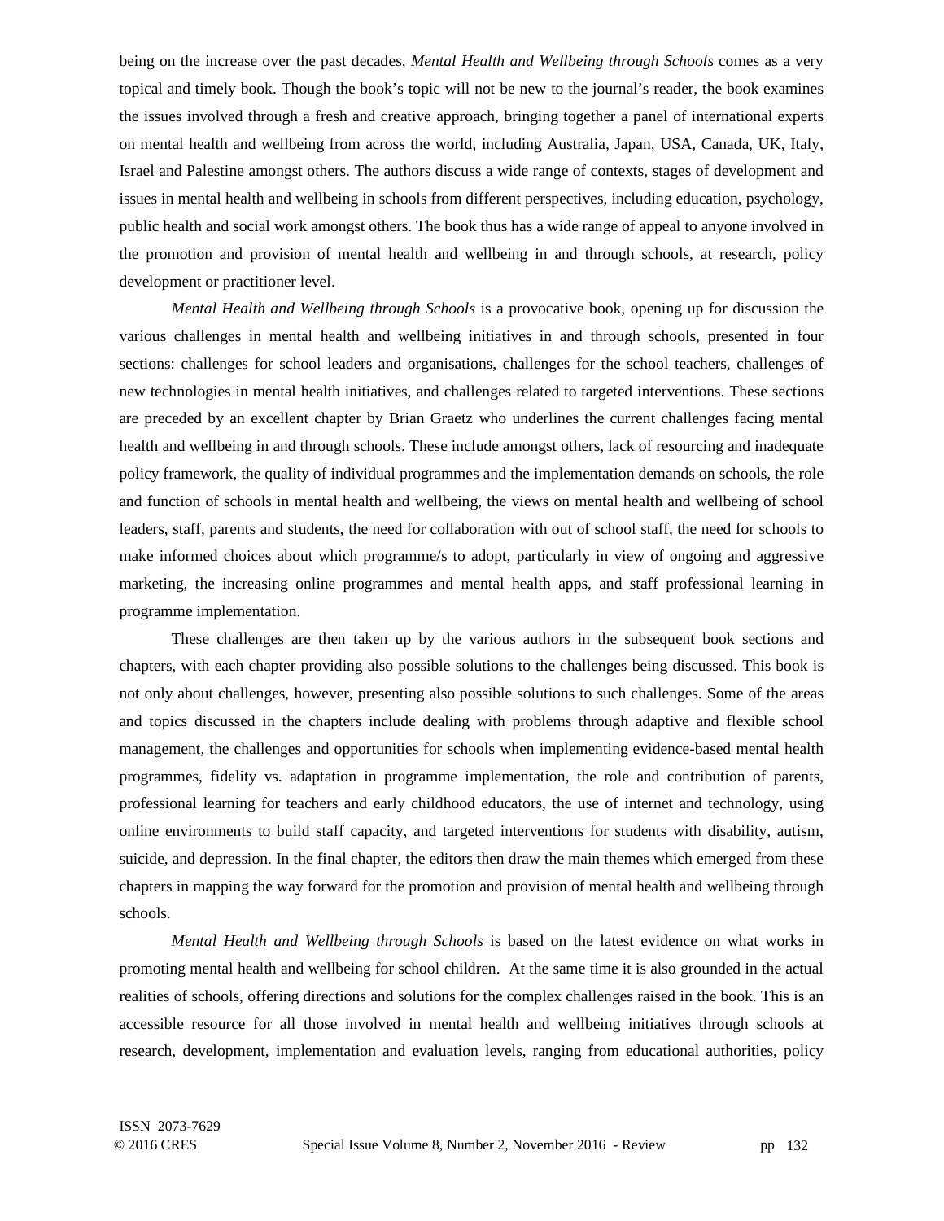being on the increase over the past decades, *Mental Health and Wellbeing through Schools* comes as a very topical and timely book. Though the book's topic will not be new to the journal's reader, the book examines the issues involved through a fresh and creative approach, bringing together a panel of international experts on mental health and wellbeing from across the world, including Australia, Japan, USA, Canada, UK, Italy, Israel and Palestine amongst others. The authors discuss a wide range of contexts, stages of development and issues in mental health and wellbeing in schools from different perspectives, including education, psychology, public health and social work amongst others. The book thus has a wide range of appeal to anyone involved in the promotion and provision of mental health and wellbeing in and through schools, at research, policy development or practitioner level.

*Mental Health and Wellbeing through Schools* is a provocative book, opening up for discussion the various challenges in mental health and wellbeing initiatives in and through schools, presented in four sections: challenges for school leaders and organisations, challenges for the school teachers, challenges of new technologies in mental health initiatives, and challenges related to targeted interventions. These sections are preceded by an excellent chapter by Brian Graetz who underlines the current challenges facing mental health and wellbeing in and through schools. These include amongst others, lack of resourcing and inadequate policy framework, the quality of individual programmes and the implementation demands on schools, the role and function of schools in mental health and wellbeing, the views on mental health and wellbeing of school leaders, staff, parents and students, the need for collaboration with out of school staff, the need for schools to make informed choices about which programme/s to adopt, particularly in view of ongoing and aggressive marketing, the increasing online programmes and mental health apps, and staff professional learning in programme implementation.

These challenges are then taken up by the various authors in the subsequent book sections and chapters, with each chapter providing also possible solutions to the challenges being discussed. This book is not only about challenges, however, presenting also possible solutions to such challenges. Some of the areas and topics discussed in the chapters include dealing with problems through adaptive and flexible school management, the challenges and opportunities for schools when implementing evidence-based mental health programmes, fidelity vs. adaptation in programme implementation, the role and contribution of parents, professional learning for teachers and early childhood educators, the use of internet and technology, using online environments to build staff capacity, and targeted interventions for students with disability, autism, suicide, and depression. In the final chapter, the editors then draw the main themes which emerged from these chapters in mapping the way forward for the promotion and provision of mental health and wellbeing through schools.

*Mental Health and Wellbeing through Schools* is based on the latest evidence on what works in promoting mental health and wellbeing for school children. At the same time it is also grounded in the actual realities of schools, offering directions and solutions for the complex challenges raised in the book. This is an accessible resource for all those involved in mental health and wellbeing initiatives through schools at research, development, implementation and evaluation levels, ranging from educational authorities, policy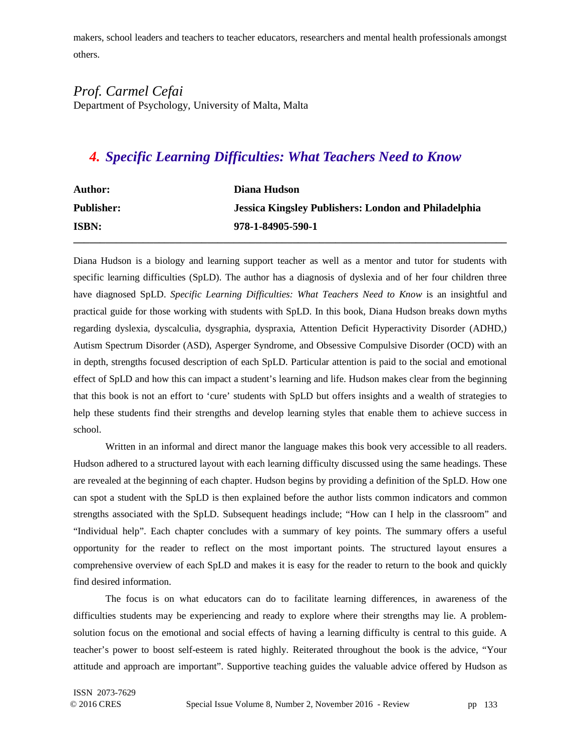makers, school leaders and teachers to teacher educators, researchers and mental health professionals amongst others.

*Prof. Carmel Cefai*
Department of Psychology, University of Malta, Malta

## 4. *Specific Learning Difficulties: What Teachers Need to Know*

| | |
|---|---|
| **Author:** | **Diana Hudson** |
| **Publisher:** | **Jessica Kingsley Publishers: London and Philadelphia** |
| **ISBN:** | **978-1-84905-590-1** |

Diana Hudson is a biology and learning support teacher as well as a mentor and tutor for students with specific learning difficulties (SpLD). The author has a diagnosis of dyslexia and of her four children three have diagnosed SpLD. *Specific Learning Difficulties: What Teachers Need to Know* is an insightful and practical guide for those working with students with SpLD. In this book, Diana Hudson breaks down myths regarding dyslexia, dyscalculia, dysgraphia, dyspraxia, Attention Deficit Hyperactivity Disorder (ADHD,) Autism Spectrum Disorder (ASD), Asperger Syndrome, and Obsessive Compulsive Disorder (OCD) with an in depth, strengths focused description of each SpLD. Particular attention is paid to the social and emotional effect of SpLD and how this can impact a student's learning and life. Hudson makes clear from the beginning that this book is not an effort to 'cure' students with SpLD but offers insights and a wealth of strategies to help these students find their strengths and develop learning styles that enable them to achieve success in school.

Written in an informal and direct manor the language makes this book very accessible to all readers. Hudson adhered to a structured layout with each learning difficulty discussed using the same headings. These are revealed at the beginning of each chapter. Hudson begins by providing a definition of the SpLD. How one can spot a student with the SpLD is then explained before the author lists common indicators and common strengths associated with the SpLD. Subsequent headings include; "How can I help in the classroom" and "Individual help". Each chapter concludes with a summary of key points. The summary offers a useful opportunity for the reader to reflect on the most important points. The structured layout ensures a comprehensive overview of each SpLD and makes it is easy for the reader to return to the book and quickly find desired information.

The focus is on what educators can do to facilitate learning differences, in awareness of the difficulties students may be experiencing and ready to explore where their strengths may lie. A problem-solution focus on the emotional and social effects of having a learning difficulty is central to this guide. A teacher's power to boost self-esteem is rated highly. Reiterated throughout the book is the advice, "Your attitude and approach are important". Supportive teaching guides the valuable advice offered by Hudson as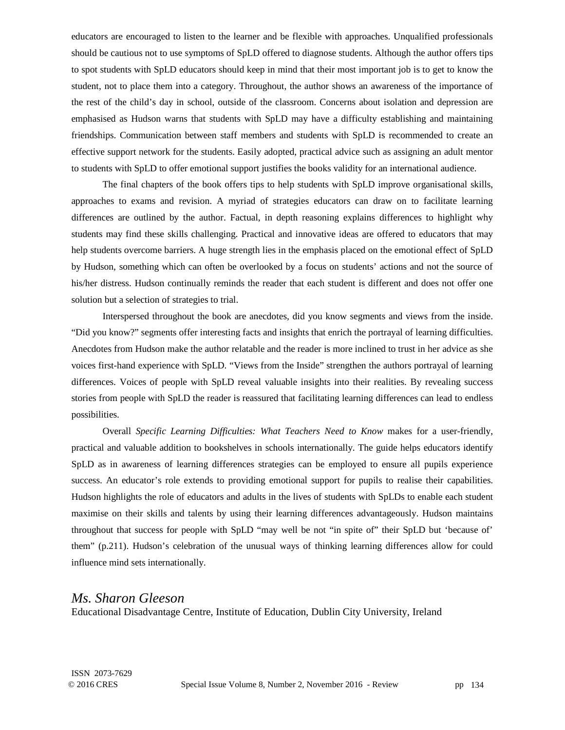educators are encouraged to listen to the learner and be flexible with approaches. Unqualified professionals should be cautious not to use symptoms of SpLD offered to diagnose students. Although the author offers tips to spot students with SpLD educators should keep in mind that their most important job is to get to know the student, not to place them into a category. Throughout, the author shows an awareness of the importance of the rest of the child's day in school, outside of the classroom. Concerns about isolation and depression are emphasised as Hudson warns that students with SpLD may have a difficulty establishing and maintaining friendships. Communication between staff members and students with SpLD is recommended to create an effective support network for the students. Easily adopted, practical advice such as assigning an adult mentor to students with SpLD to offer emotional support justifies the books validity for an international audience.

The final chapters of the book offers tips to help students with SpLD improve organisational skills, approaches to exams and revision. A myriad of strategies educators can draw on to facilitate learning differences are outlined by the author. Factual, in depth reasoning explains differences to highlight why students may find these skills challenging. Practical and innovative ideas are offered to educators that may help students overcome barriers. A huge strength lies in the emphasis placed on the emotional effect of SpLD by Hudson, something which can often be overlooked by a focus on students' actions and not the source of his/her distress. Hudson continually reminds the reader that each student is different and does not offer one solution but a selection of strategies to trial.

Interspersed throughout the book are anecdotes, did you know segments and views from the inside. "Did you know?" segments offer interesting facts and insights that enrich the portrayal of learning difficulties. Anecdotes from Hudson make the author relatable and the reader is more inclined to trust in her advice as she voices first-hand experience with SpLD. "Views from the Inside" strengthen the authors portrayal of learning differences. Voices of people with SpLD reveal valuable insights into their realities. By revealing success stories from people with SpLD the reader is reassured that facilitating learning differences can lead to endless possibilities.

Overall *Specific Learning Difficulties: What Teachers Need to Know* makes for a user-friendly, practical and valuable addition to bookshelves in schools internationally. The guide helps educators identify SpLD as in awareness of learning differences strategies can be employed to ensure all pupils experience success. An educator's role extends to providing emotional support for pupils to realise their capabilities. Hudson highlights the role of educators and adults in the lives of students with SpLDs to enable each student maximise on their skills and talents by using their learning differences advantageously. Hudson maintains throughout that success for people with SpLD "may well be not "in spite of" their SpLD but 'because of' them" (p.211). Hudson's celebration of the unusual ways of thinking learning differences allow for could influence mind sets internationally.

*Ms. Sharon Gleeson*

Educational Disadvantage Centre, Institute of Education, Dublin City University, Ireland